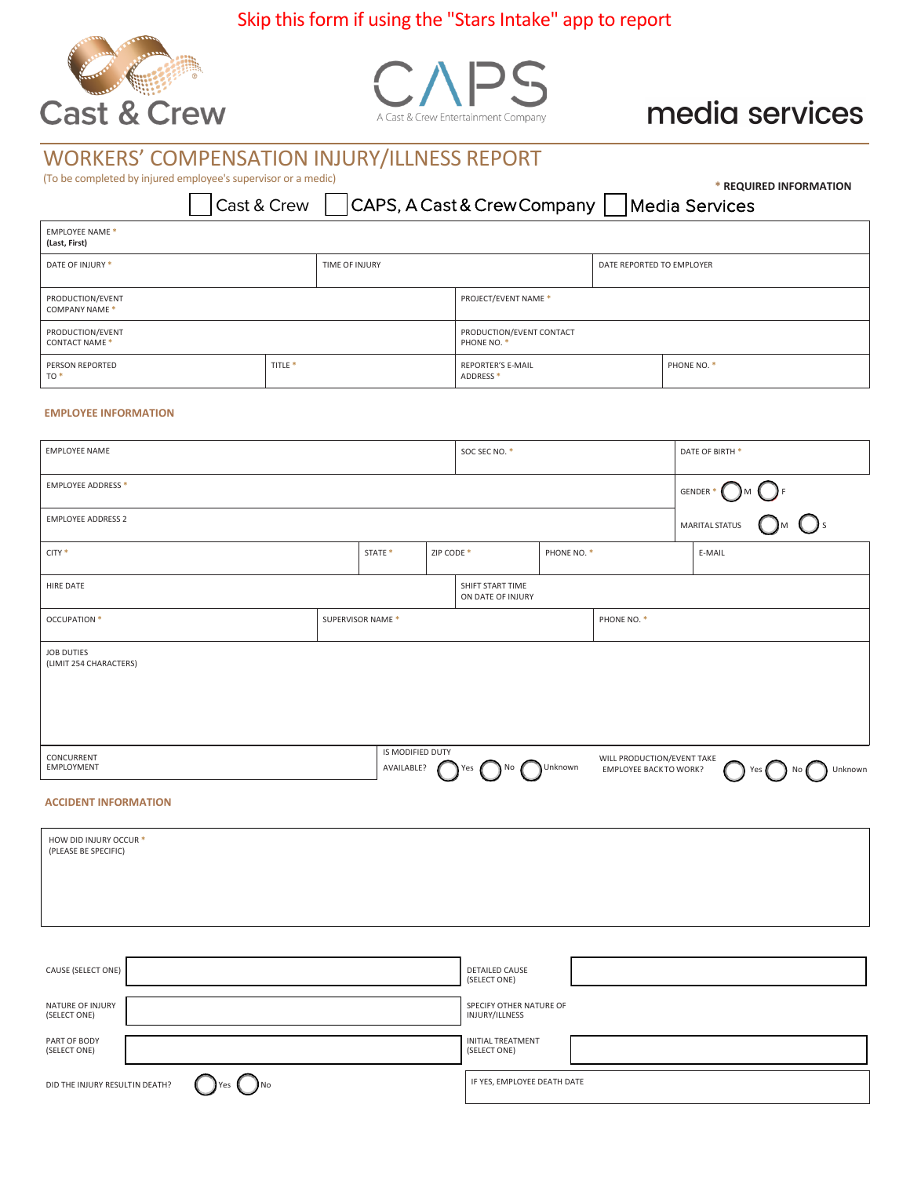Skip this form if using the "Stars Intake" app to report

Cast & Crew | CAPS A Cast & Crew Entertainment Company | media services

# WORKERS' COMPENSATION INJURY/ILLNESS REPORT

(To be completed by injured employee's supervisor or a medic)

\* REQUIRED INFORMATION

☐ Cast & Crew ☐ CAPS, A Cast & Crew Company ☐ Media Services

| EMPLOYEE NAME * (Last, First) | | | |
|---|---|---|---|
| DATE OF INJURY * | TIME OF INJURY | DATE REPORTED TO EMPLOYER | |
| PRODUCTION/EVENT COMPANY NAME * | | PROJECT/EVENT NAME * | |
| PRODUCTION/EVENT CONTACT NAME * | | PRODUCTION/EVENT CONTACT PHONE NO. * | |
| PERSON REPORTED TO * | TITLE * | REPORTER'S E-MAIL ADDRESS * | PHONE NO. * |

## EMPLOYEE INFORMATION

| EMPLOYEE NAME | | SOC SEC NO. * | | DATE OF BIRTH * |
|---|---|---|---|---|
| EMPLOYEE ADDRESS * | | | | GENDER * ◯ M ◯ F |
| EMPLOYEE ADDRESS 2 | | | | MARITAL STATUS ◯ M ◯ S |
| CITY * | STATE * | ZIP CODE * | PHONE NO. * | E-MAIL |
| HIRE DATE | | SHIFT START TIME ON DATE OF INJURY | | |
| OCCUPATION * | SUPERVISOR NAME * | | PHONE NO. * | |
| JOB DUTIES (LIMIT 254 CHARACTERS) | | | | |
| CONCURRENT EMPLOYMENT | IS MODIFIED DUTY AVAILABLE? ◯ Yes ◯ No ◯ Unknown | | WILL PRODUCTION/EVENT TAKE EMPLOYEE BACK TO WORK? ◯ Yes ◯ No ◯ Unknown | |

## ACCIDENT INFORMATION

| HOW DID INJURY OCCUR * (PLEASE BE SPECIFIC) |
|---|
| |

| | | | |
|---|---|---|---|
| CAUSE (SELECT ONE) | | DETAILED CAUSE (SELECT ONE) | |
| NATURE OF INJURY (SELECT ONE) | | SPECIFY OTHER NATURE OF INJURY/ILLNESS | |
| PART OF BODY (SELECT ONE) | | INITIAL TREATMENT (SELECT ONE) | |
| DID THE INJURY RESULTIN DEATH? | ◯ Yes ◯ No | IF YES, EMPLOYEE DEATH DATE | |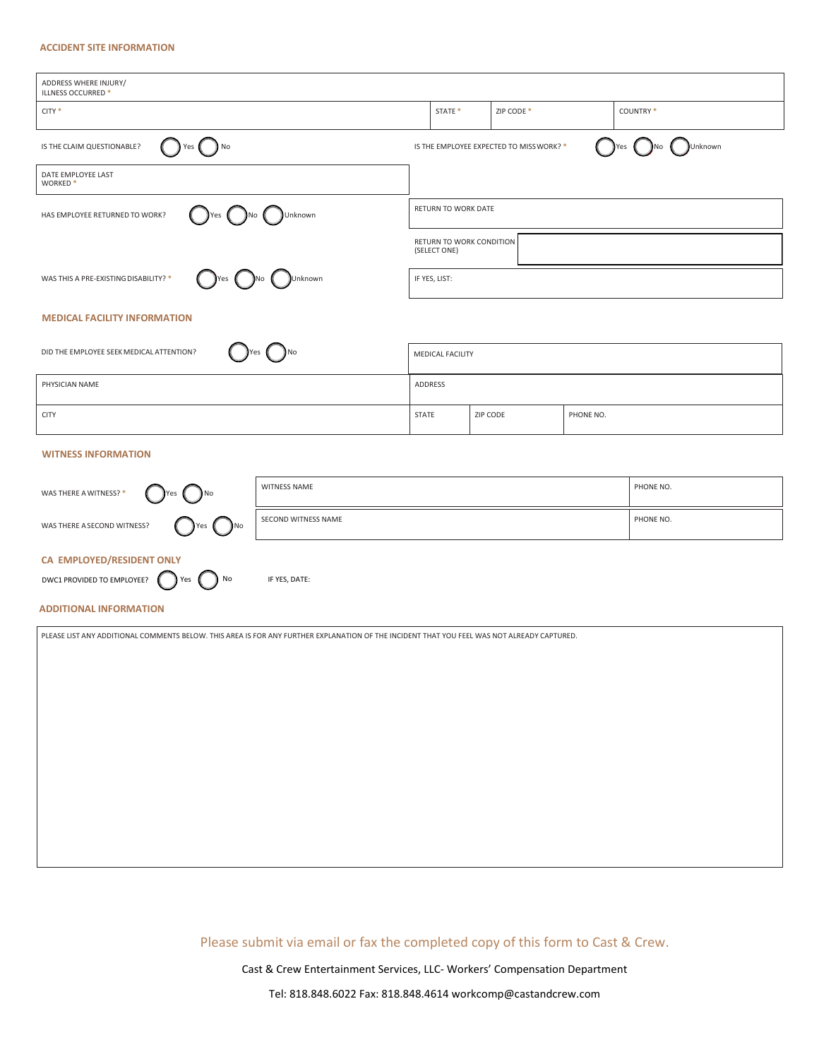## ACCIDENT SITE INFORMATION

| | | | |
|---|---|---|---|
| ADDRESS WHERE INJURY/ ILLNESS OCCURRED * | | | |
| CITY * | STATE * | ZIP CODE * | COUNTRY * |

IS THE CLAIM QUESTIONABLE? ◯ Yes ◯ No

IS THE EMPLOYEE EXPECTED TO MISS WORK? * ◯ Yes ◯ No ◯ Unknown

DATE EMPLOYEE LAST WORKED *

HAS EMPLOYEE RETURNED TO WORK? ◯ Yes ◯ No ◯ Unknown

RETURN TO WORK DATE

RETURN TO WORK CONDITION (SELECT ONE)

WAS THIS A PRE-EXISTING DISABILITY? * ◯ Yes ◯ No ◯ Unknown

IF YES, LIST:

## MEDICAL FACILITY INFORMATION

DID THE EMPLOYEE SEEK MEDICAL ATTENTION? ◯ Yes ◯ No

| | | | |
|---|---|---|---|
| | MEDICAL FACILITY | | |
| PHYSICIAN NAME | ADDRESS | | |
| CITY | STATE | ZIP CODE | PHONE NO. |

## WITNESS INFORMATION

| | | |
|---|---|---|
| WAS THERE A WITNESS? * ◯ Yes ◯ No | WITNESS NAME | PHONE NO. |
| WAS THERE A SECOND WITNESS? ◯ Yes ◯ No | SECOND WITNESS NAME | PHONE NO. |

## CA EMPLOYED/RESIDENT ONLY

DWC1 PROVIDED TO EMPLOYEE? ◯ Yes ◯ No IF YES, DATE:

## ADDITIONAL INFORMATION

PLEASE LIST ANY ADDITIONAL COMMENTS BELOW. THIS AREA IS FOR ANY FURTHER EXPLANATION OF THE INCIDENT THAT YOU FEEL WAS NOT ALREADY CAPTURED.

Please submit via email or fax the completed copy of this form to Cast & Crew.

Cast & Crew Entertainment Services, LLC- Workers' Compensation Department

Tel: 818.848.6022 Fax: 818.848.4614 workcomp@castandcrew.com